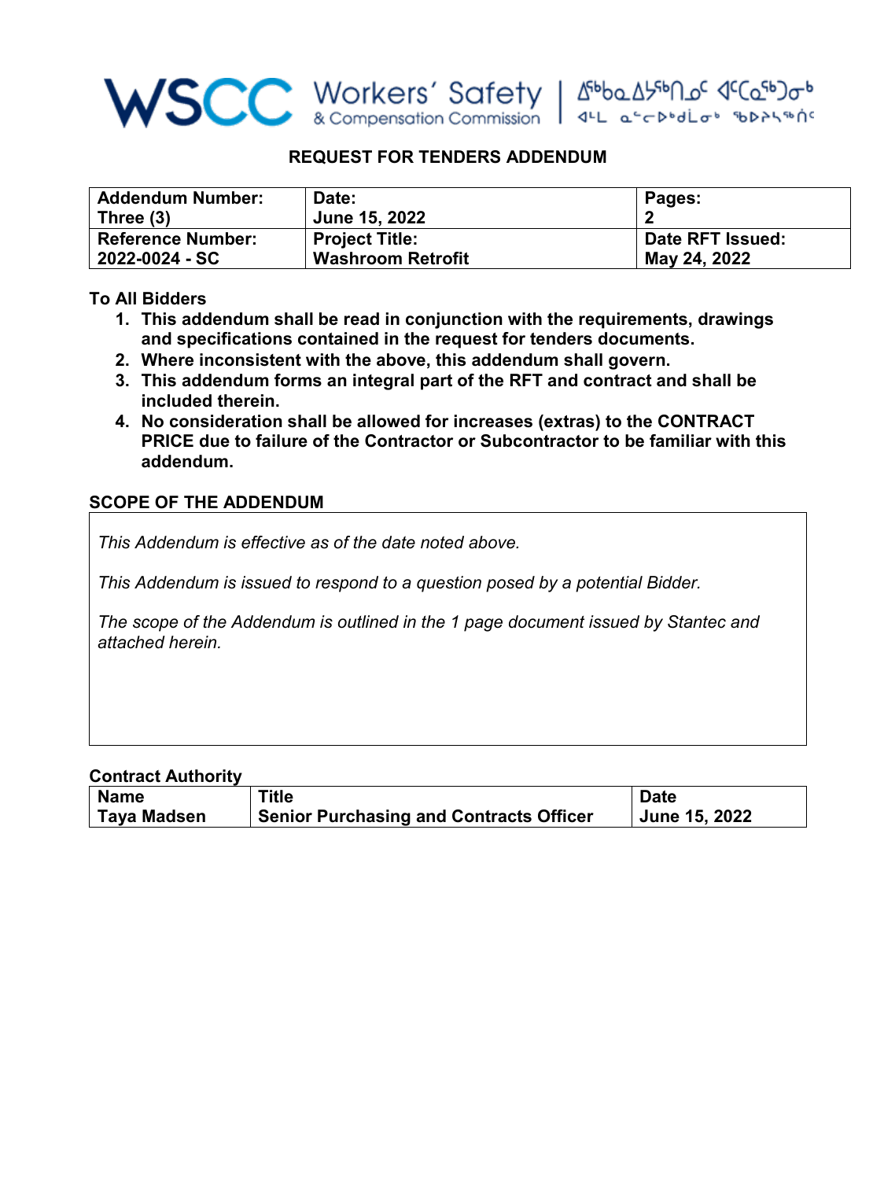WSCC Workers' Safety & Compensation Commission | ᐃᓚᐅᓪᓗᑎᒃ ᐃᓅᓯᑦᓯᐊᕙᓪᓗᑎᒃ ᐊᒻᒪ ᓇᖕᒥᓂᖅᑐᐃᓂᖅ ᑲᒪᔨᖏᑦ

## REQUEST FOR TENDERS ADDENDUM

| Addendum Number: Three (3) | Date: June 15, 2022 | Pages: 2 |
|---|---|---|
| **Reference Number: 2022-0024 - SC** | **Project Title: Washroom Retrofit** | **Date RFT Issued: May 24, 2022** |

**To All Bidders**

1. **This addendum shall be read in conjunction with the requirements, drawings and specifications contained in the request for tenders documents.**
2. **Where inconsistent with the above, this addendum shall govern.**
3. **This addendum forms an integral part of the RFT and contract and shall be included therein.**
4. **No consideration shall be allowed for increases (extras) to the CONTRACT PRICE due to failure of the Contractor or Subcontractor to be familiar with this addendum.**

## SCOPE OF THE ADDENDUM

*This Addendum is effective as of the date noted above.*

*This Addendum is issued to respond to a question posed by a potential Bidder.*

*The scope of the Addendum is outlined in the 1 page document issued by Stantec and attached herein.*

**Contract Authority**

| Name | Title | Date |
|---|---|---|
| **Taya Madsen** | **Senior Purchasing and Contracts Officer** | **June 15, 2022** |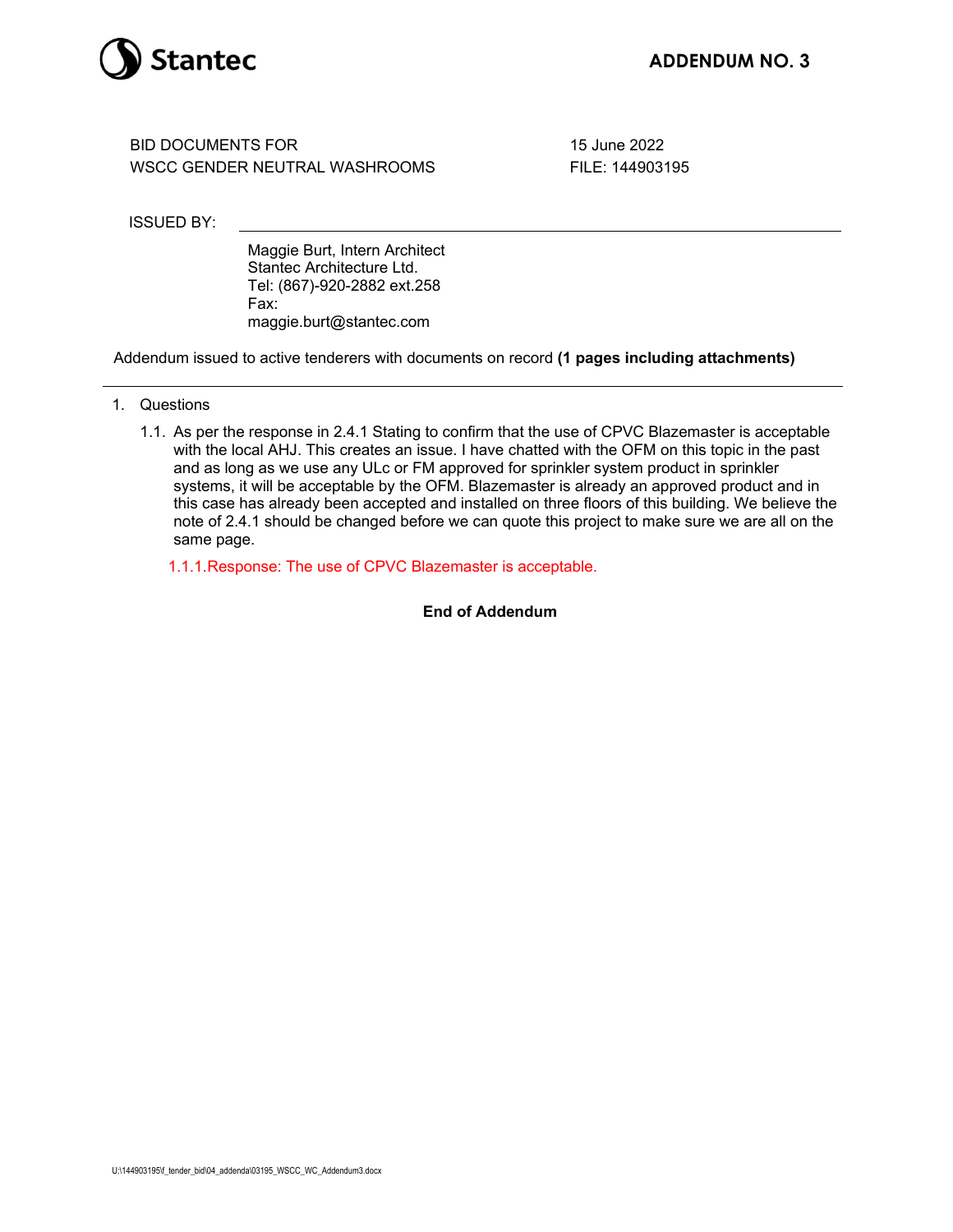Stantec

# ADDENDUM NO. 3

BID DOCUMENTS FOR
WSCC GENDER NEUTRAL WASHROOMS

15 June 2022
FILE: 144903195

ISSUED BY:

Maggie Burt, Intern Architect
Stantec Architecture Ltd.
Tel: (867)-920-2882 ext.258
Fax:
maggie.burt@stantec.com

Addendum issued to active tenderers with documents on record **(1 pages including attachments)**

---

1. Questions

   1.1. As per the response in 2.4.1 Stating to confirm that the use of CPVC Blazemaster is acceptable with the local AHJ. This creates an issue. I have chatted with the OFM on this topic in the past and as long as we use any ULc or FM approved for sprinkler system product in sprinkler systems, it will be acceptable by the OFM. Blazemaster is already an approved product and in this case has already been accepted and installed on three floors of this building. We believe the note of 2.4.1 should be changed before we can quote this project to make sure we are all on the same page.

      1.1.1. Response: The use of CPVC Blazemaster is acceptable.

**End of Addendum**

U:\144903195\f_tender_bid\04_addenda\03195_WSCC_WC_Addendum3.docx